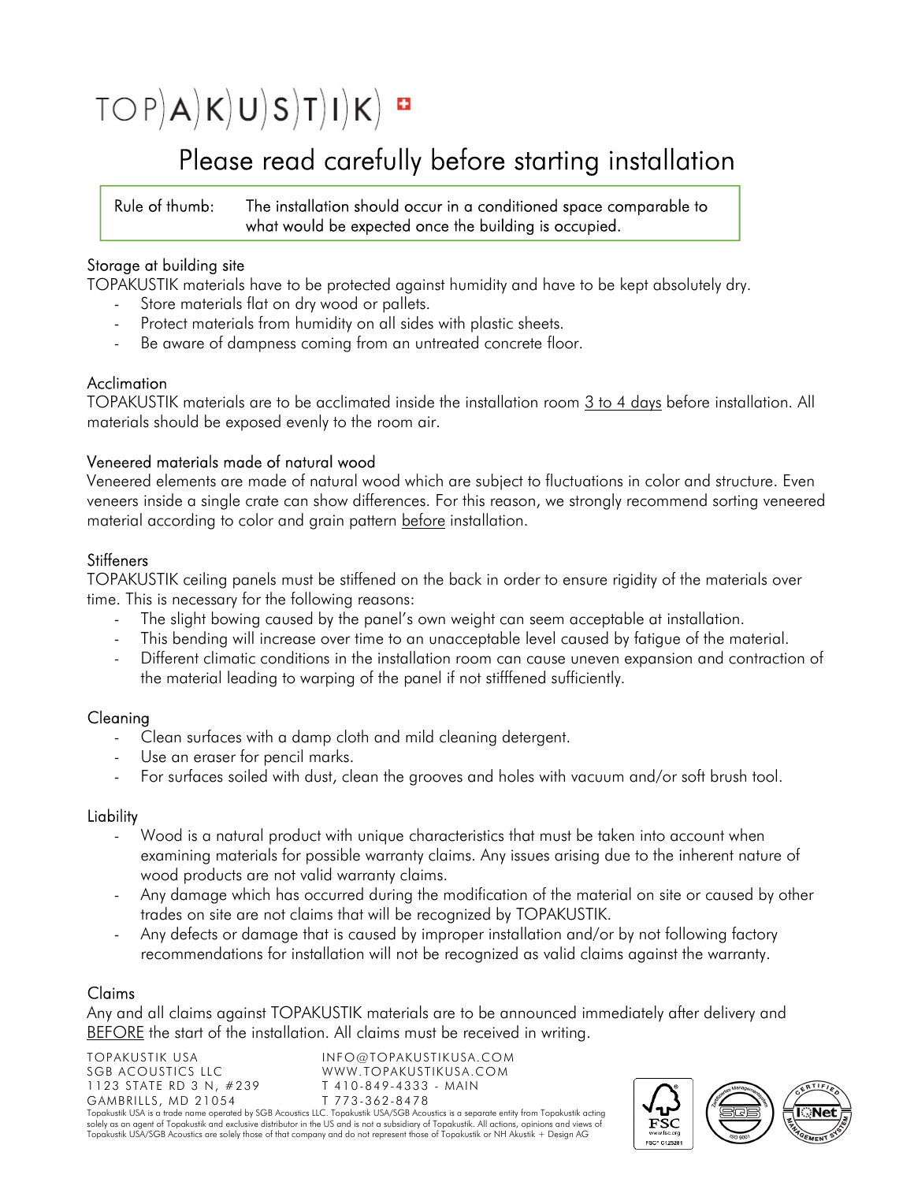# TOP)A)K)U)S)T)I)K)

## Please read carefully before starting installation

Rule of thumb: The installation should occur in a conditioned space comparable to what would be expected once the building is occupied.

### Storage at building site

TOPAKUSTIK materials have to be protected against humidity and have to be kept absolutely dry.

- Store materials flat on dry wood or pallets.
- Protect materials from humidity on all sides with plastic sheets.
- Be aware of dampness coming from an untreated concrete floor.

### Acclimation

TOPAKUSTIK materials are to be acclimated inside the installation room 3 to 4 days before installation. All materials should be exposed evenly to the room air.

### Veneered materials made of natural wood

Veneered elements are made of natural wood which are subject to fluctuations in color and structure. Even veneers inside a single crate can show differences. For this reason, we strongly recommend sorting veneered material according to color and grain pattern before installation.

### Stiffeners

TOPAKUSTIK ceiling panels must be stiffened on the back in order to ensure rigidity of the materials over time. This is necessary for the following reasons:

- The slight bowing caused by the panel's own weight can seem acceptable at installation.
- This bending will increase over time to an unacceptable level caused by fatigue of the material.
- Different climatic conditions in the installation room can cause uneven expansion and contraction of the material leading to warping of the panel if not stifffened sufficiently.

### Cleaning

- Clean surfaces with a damp cloth and mild cleaning detergent.
- Use an eraser for pencil marks.
- For surfaces soiled with dust, clean the grooves and holes with vacuum and/or soft brush tool.

### Liability

- Wood is a natural product with unique characteristics that must be taken into account when examining materials for possible warranty claims. Any issues arising due to the inherent nature of wood products are not valid warranty claims.
- Any damage which has occurred during the modification of the material on site or caused by other trades on site are not claims that will be recognized by TOPAKUSTIK.
- Any defects or damage that is caused by improper installation and/or by not following factory recommendations for installation will not be recognized as valid claims against the warranty.

### Claims

Any and all claims against TOPAKUSTIK materials are to be announced immediately after delivery and BEFORE the start of the installation. All claims must be received in writing.

TOPAKUSTIK USA
SGB ACOUSTICS LLC
1123 STATE RD 3 N, #239
GAMBRILLS, MD 21054

INFO@TOPAKUSTIKUSA.COM
WWW.TOPAKUSTIKUSA.COM
T 410-849-4333 - MAIN
T 773-362-8478

Topakustik USA is a trade name operated by SGB Acoustics LLC. Topakustik USA/SGB Acoustics is a separate entity from Topakustik acting solely as an agent of Topakustik and exclusive distributor in the US and is not a subsidiary of Topakustik. All actions, opinions and views of Topakustik USA/SGB Acoustics are solely those of that company and do not represent those of Topakustik or NH Akustik + Design AG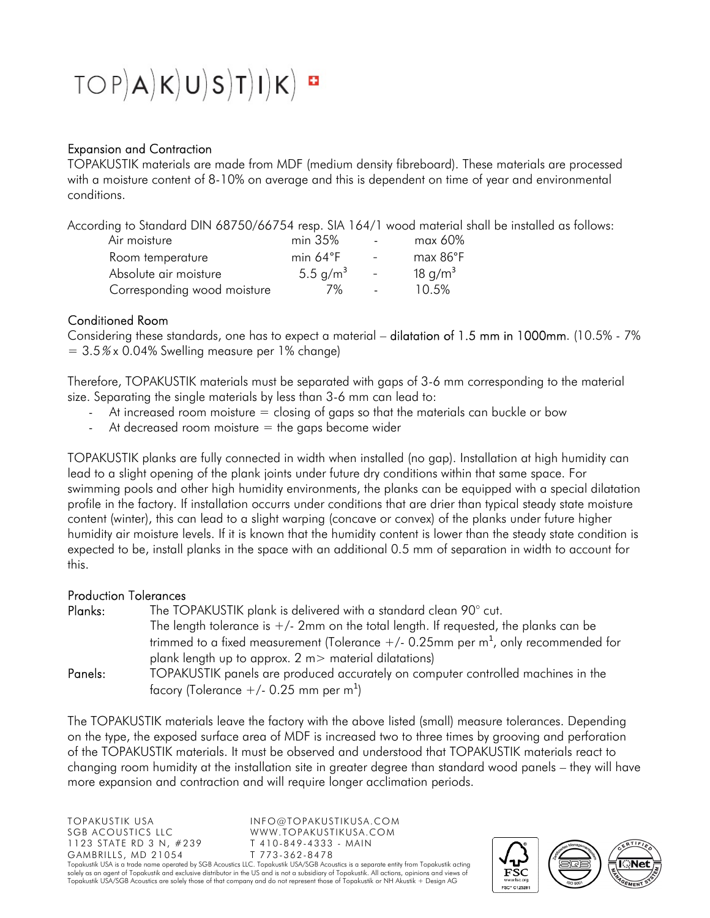TOP)A)K)U)S)T)I)K)

## Expansion and Contraction

TOPAKUSTIK materials are made from MDF (medium density fibreboard). These materials are processed with a moisture content of 8-10% on average and this is dependent on time of year and environmental conditions.

According to Standard DIN 68750/66754 resp. SIA 164/1 wood material shall be installed as follows:

| | | | |
|---|---|---|---|
| Air moisture | min 35% | - | max 60% |
| Room temperature | min 64°F | - | max 86°F |
| Absolute air moisture | 5.5 g/m$^3$ | - | 18 g/m$^3$ |
| Corresponding wood moisture | 7% | - | 10.5% |

## Conditioned Room

Considering these standards, one has to expect a material – **dilatation of 1.5 mm in 1000mm**. (10.5% - 7% = 3.5% x 0.04% Swelling measure per 1% change)

Therefore, TOPAKUSTIK materials must be separated with gaps of 3-6 mm corresponding to the material size. Separating the single materials by less than 3-6 mm can lead to:

- At increased room moisture = closing of gaps so that the materials can buckle or bow
- At decreased room moisture = the gaps become wider

TOPAKUSTIK planks are fully connected in width when installed (no gap). Installation at high humidity can lead to a slight opening of the plank joints under future dry conditions within that same space. For swimming pools and other high humidity environments, the planks can be equipped with a special dilatation profile in the factory. If installation occurrs under conditions that are drier than typical steady state moisture content (winter), this can lead to a slight warping (concave or convex) of the planks under future higher humidity air moisture levels. If it is known that the humidity content is lower than the steady state condition is expected to be, install planks in the space with an additional 0.5 mm of separation in width to account for this.

## Production Tolerances

**Planks:** The TOPAKUSTIK plank is delivered with a standard clean 90° cut. The length tolerance is +/- 2mm on the total length. If requested, the planks can be trimmed to a fixed measurement (Tolerance +/- 0.25mm per m[1], only recommended for plank length up to approx. 2 m> material dilatations)

**Panels:** TOPAKUSTIK panels are produced accurately on computer controlled machines in the facory (Tolerance +/- 0.25 mm per m[1])

The TOPAKUSTIK materials leave the factory with the above listed (small) measure tolerances. Depending on the type, the exposed surface area of MDF is increased two to three times by grooving and perforation of the TOPAKUSTIK materials. It must be observed and understood that TOPAKUSTIK materials react to changing room humidity at the installation site in greater degree than standard wood panels – they will have more expansion and contraction and will require longer acclimation periods.

TOPAKUSTIK USA
SGB ACOUSTICS LLC
1123 STATE RD 3 N, #239
GAMBRILLS, MD 21054

INFO@TOPAKUSTIKUSA.COM
WWW.TOPAKUSTIKUSA.COM
T 410-849-4333 - MAIN
T 773-362-8478

Topakustik USA is a trade name operated by SGB Acoustics LLC. Topakustik USA/SGB Acoustics is a separate entity from Topakustik acting solely as an agent of Topakustik and exclusive distributor in the US and is not a subsidiary of Topakustik. All actions, opinions and views of Topakustik USA/SGB Acoustics are solely those of that company and do not represent those of Topakustik or NH Akustik + Design AG

FSC www.fsc.org FSC® C125281